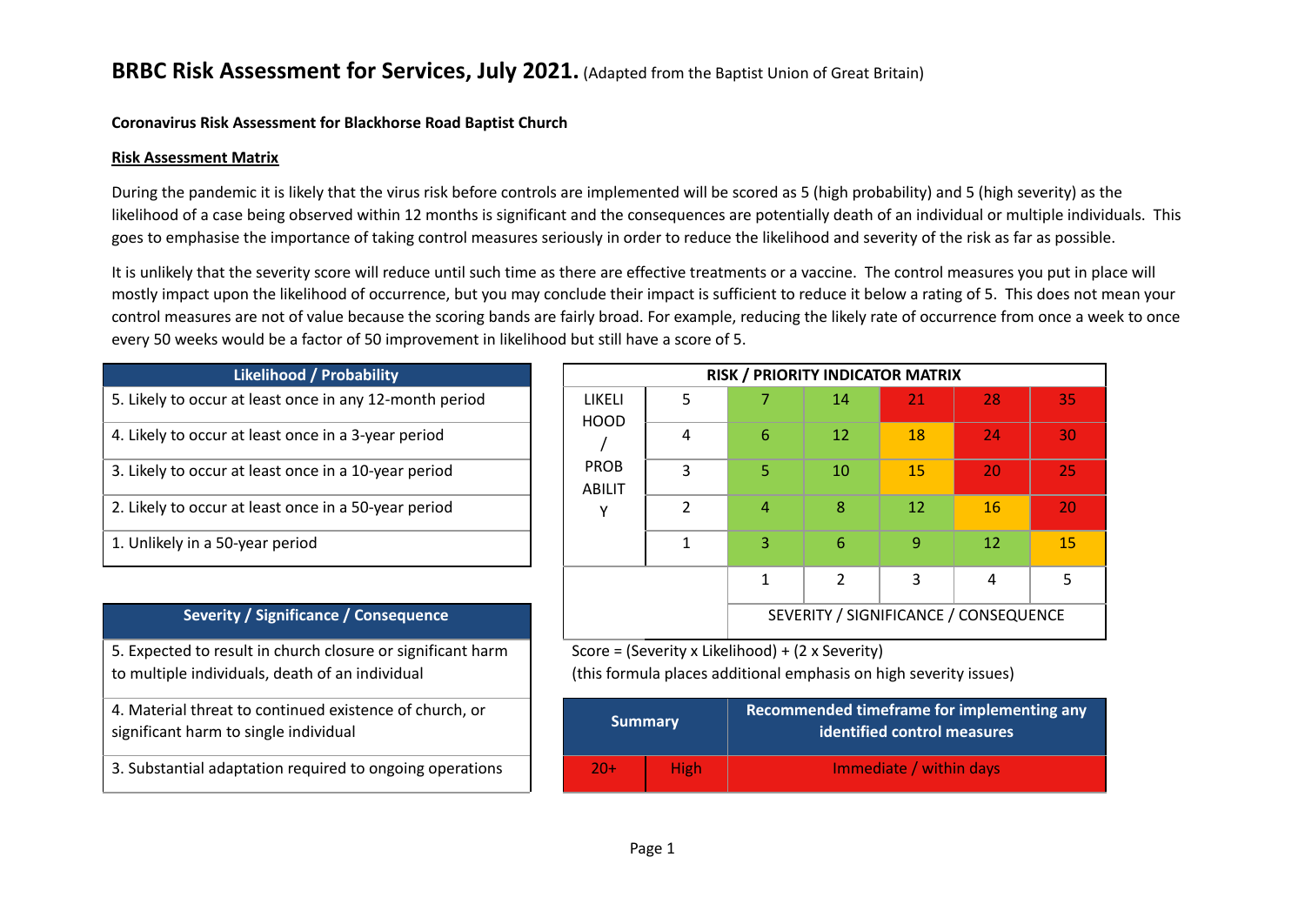# BRBC Risk Assessment for Services, July 2021. (Adapted from the Baptist Union of Great Britain)

**Coronavirus Risk Assessment for Blackhorse Road Baptist Church**

**Risk Assessment Matrix**

During the pandemic it is likely that the virus risk before controls are implemented will be scored as 5 (high probability) and 5 (high severity) as the likelihood of a case being observed within 12 months is significant and the consequences are potentially death of an individual or multiple individuals. This goes to emphasise the importance of taking control measures seriously in order to reduce the likelihood and severity of the risk as far as possible.

It is unlikely that the severity score will reduce until such time as there are effective treatments or a vaccine. The control measures you put in place will mostly impact upon the likelihood of occurrence, but you may conclude their impact is sufficient to reduce it below a rating of 5. This does not mean your control measures are not of value because the scoring bands are fairly broad. For example, reducing the likely rate of occurrence from once a week to once every 50 weeks would be a factor of 50 improvement in likelihood but still have a score of 5.

| Likelihood / Probability |
|---|
| 5. Likely to occur at least once in any 12-month period |
| 4. Likely to occur at least once in a 3-year period |
| 3. Likely to occur at least once in a 10-year period |
| 2. Likely to occur at least once in a 50-year period |
| 1. Unlikely in a 50-year period |

| Severity / Significance / Consequence |
|---|
| 5. Expected to result in church closure or significant harm to multiple individuals, death of an individual |
| 4. Material threat to continued existence of church, or significant harm to single individual |
| 3. Substantial adaptation required to ongoing operations |

| RISK / PRIORITY INDICATOR MATRIX | | | | | | |
|---|---|---|---|---|---|---|
| LIKELIHOOD / PROBABILITY | 5 | 7 | 14 | 21 | 28 | 35 |
| | 4 | 6 | 12 | 18 | 24 | 30 |
| | 3 | 5 | 10 | 15 | 20 | 25 |
| | 2 | 4 | 8 | 12 | 16 | 20 |
| | 1 | 3 | 6 | 9 | 12 | 15 |
| | | 1 | 2 | 3 | 4 | 5 |
| | | SEVERITY / SIGNIFICANCE / CONSEQUENCE | | | | |

Score = (Severity x Likelihood) + (2 x Severity)
(this formula places additional emphasis on high severity issues)

| Summary | | Recommended timeframe for implementing any identified control measures |
|---|---|---|
| 20+ | High | Immediate / within days |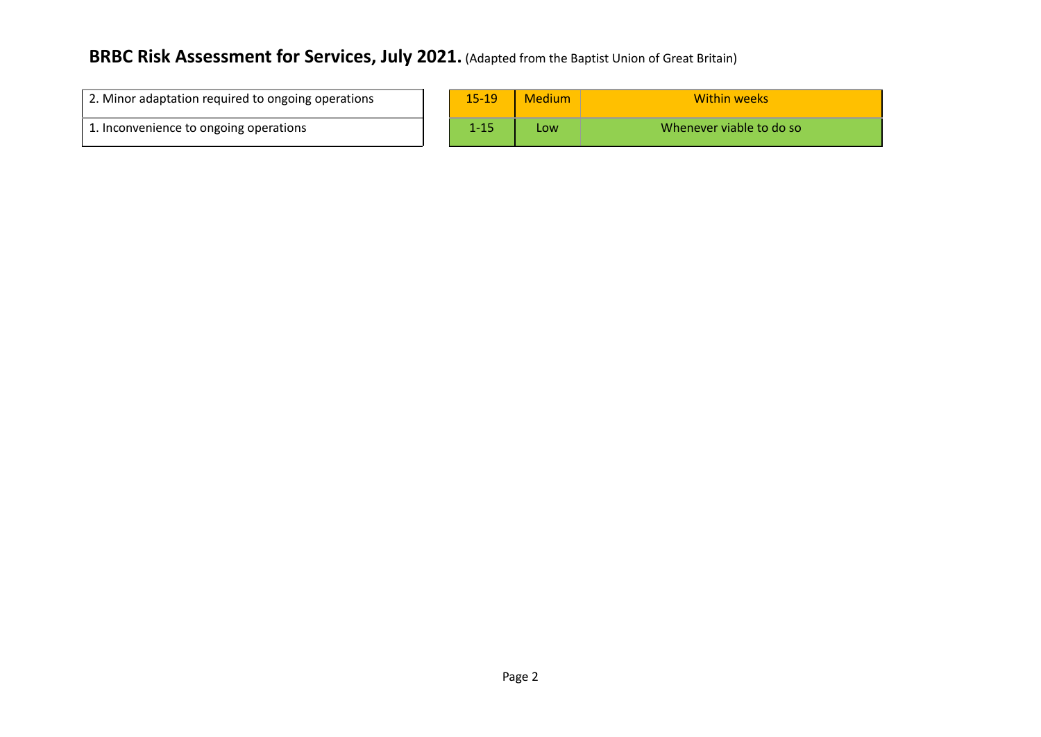# BRBC Risk Assessment for Services, July 2021. (Adapted from the Baptist Union of Great Britain)

| | | | |
|---|---|---|---|
| 2. Minor adaptation required to ongoing operations | 15-19 | Medium | Within weeks |
| 1. Inconvenience to ongoing operations | 1-15 | Low | Whenever viable to do so |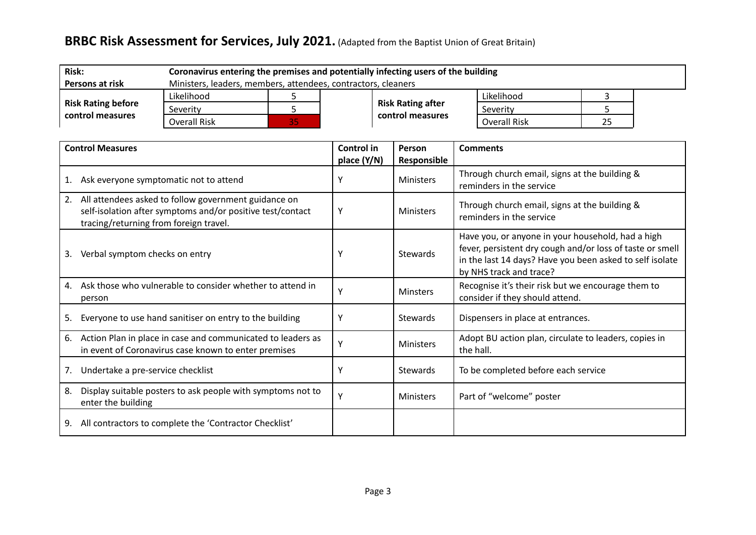## BRBC Risk Assessment for Services, July 2021. (Adapted from the Baptist Union of Great Britain)

| **Risk:** | **Coronavirus entering the premises and potentially infecting users of the building** | | | | |
|---|---|---|---|---|---|
| **Persons at risk** | Ministers, leaders, members, attendees, contractors, cleaners | | | | |
| **Risk Rating before control measures** | Likelihood | 5 | **Risk Rating after control measures** | Likelihood | 3 |
| | Severity | 5 | | Severity | 5 |
| | Overall Risk | 35 | | Overall Risk | 25 |

| Control Measures | Control in place (Y/N) | Person Responsible | Comments |
|---|---|---|---|
| 1. Ask everyone symptomatic not to attend | Y | Ministers | Through church email, signs at the building & reminders in the service |
| 2. All attendees asked to follow government guidance on self-isolation after symptoms and/or positive test/contact tracing/returning from foreign travel. | Y | Ministers | Through church email, signs at the building & reminders in the service |
| 3. Verbal symptom checks on entry | Y | Stewards | Have you, or anyone in your household, had a high fever, persistent dry cough and/or loss of taste or smell in the last 14 days? Have you been asked to self isolate by NHS track and trace? |
| 4. Ask those who vulnerable to consider whether to attend in person | Y | Minsters | Recognise it's their risk but we encourage them to consider if they should attend. |
| 5. Everyone to use hand sanitiser on entry to the building | Y | Stewards | Dispensers in place at entrances. |
| 6. Action Plan in place in case and communicated to leaders as in event of Coronavirus case known to enter premises | Y | Ministers | Adopt BU action plan, circulate to leaders, copies in the hall. |
| 7. Undertake a pre-service checklist | Y | Stewards | To be completed before each service |
| 8. Display suitable posters to ask people with symptoms not to enter the building | Y | Ministers | Part of "welcome" poster |
| 9. All contractors to complete the 'Contractor Checklist' | | | |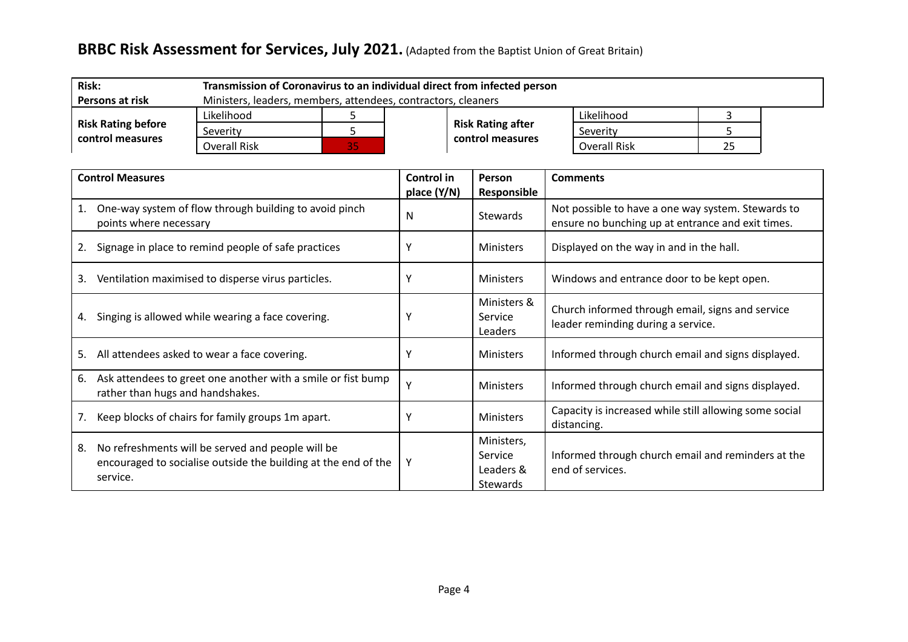# BRBC Risk Assessment for Services, July 2021. (Adapted from the Baptist Union of Great Britain)

| | | | | | | |
|---|---|---|---|---|---|---|
| **Risk:** | **Transmission of Coronavirus to an individual direct from infected person** | | | | | |
| **Persons at risk** | Ministers, leaders, members, attendees, contractors, cleaners | | | | | |
| **Risk Rating before control measures** | Likelihood | 5 | **Risk Rating after control measures** | Likelihood | 3 |
| | Severity | 5 | | Severity | 5 |
| | Overall Risk | 35 | | Overall Risk | 25 |

| Control Measures | Control in place (Y/N) | Person Responsible | Comments |
|---|---|---|---|
| 1. One-way system of flow through building to avoid pinch points where necessary | N | Stewards | Not possible to have a one way system. Stewards to ensure no bunching up at entrance and exit times. |
| 2. Signage in place to remind people of safe practices | Y | Ministers | Displayed on the way in and in the hall. |
| 3. Ventilation maximised to disperse virus particles. | Y | Ministers | Windows and entrance door to be kept open. |
| 4. Singing is allowed while wearing a face covering. | Y | Ministers & Service Leaders | Church informed through email, signs and service leader reminding during a service. |
| 5. All attendees asked to wear a face covering. | Y | Ministers | Informed through church email and signs displayed. |
| 6. Ask attendees to greet one another with a smile or fist bump rather than hugs and handshakes. | Y | Ministers | Informed through church email and signs displayed. |
| 7. Keep blocks of chairs for family groups 1m apart. | Y | Ministers | Capacity is increased while still allowing some social distancing. |
| 8. No refreshments will be served and people will be encouraged to socialise outside the building at the end of the service. | Y | Ministers, Service Leaders & Stewards | Informed through church email and reminders at the end of services. |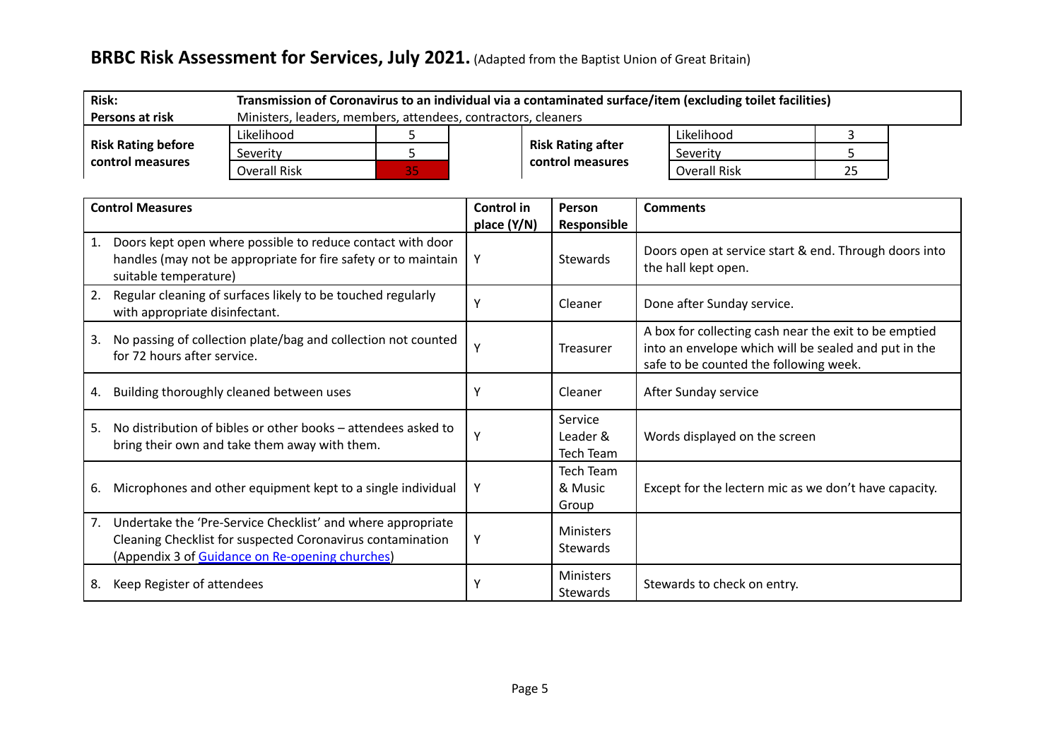# BRBC Risk Assessment for Services, July 2021. (Adapted from the Baptist Union of Great Britain)

| Risk: | Transmission of Coronavirus to an individual via a contaminated surface/item (excluding toilet facilities) | | | | |
|---|---|---|---|---|---|
| **Persons at risk** | Ministers, leaders, members, attendees, contractors, cleaners | | | | |
| **Risk Rating before control measures** | Likelihood | 5 | **Risk Rating after control measures** | Likelihood | 3 |
| | Severity | 5 | | Severity | 5 |
| | Overall Risk | 35 | | Overall Risk | 25 |

| Control Measures | Control in place (Y/N) | Person Responsible | Comments |
|---|---|---|---|
| 1. Doors kept open where possible to reduce contact with door handles (may not be appropriate for fire safety or to maintain suitable temperature) | Y | Stewards | Doors open at service start & end. Through doors into the hall kept open. |
| 2. Regular cleaning of surfaces likely to be touched regularly with appropriate disinfectant. | Y | Cleaner | Done after Sunday service. |
| 3. No passing of collection plate/bag and collection not counted for 72 hours after service. | Y | Treasurer | A box for collecting cash near the exit to be emptied into an envelope which will be sealed and put in the safe to be counted the following week. |
| 4. Building thoroughly cleaned between uses | Y | Cleaner | After Sunday service |
| 5. No distribution of bibles or other books – attendees asked to bring their own and take them away with them. | Y | Service Leader & Tech Team | Words displayed on the screen |
| 6. Microphones and other equipment kept to a single individual | Y | Tech Team & Music Group | Except for the lectern mic as we don't have capacity. |
| 7. Undertake the 'Pre-Service Checklist' and where appropriate Cleaning Checklist for suspected Coronavirus contamination (Appendix 3 of Guidance on Re-opening churches) | Y | Ministers Stewards | |
| 8. Keep Register of attendees | Y | Ministers Stewards | Stewards to check on entry. |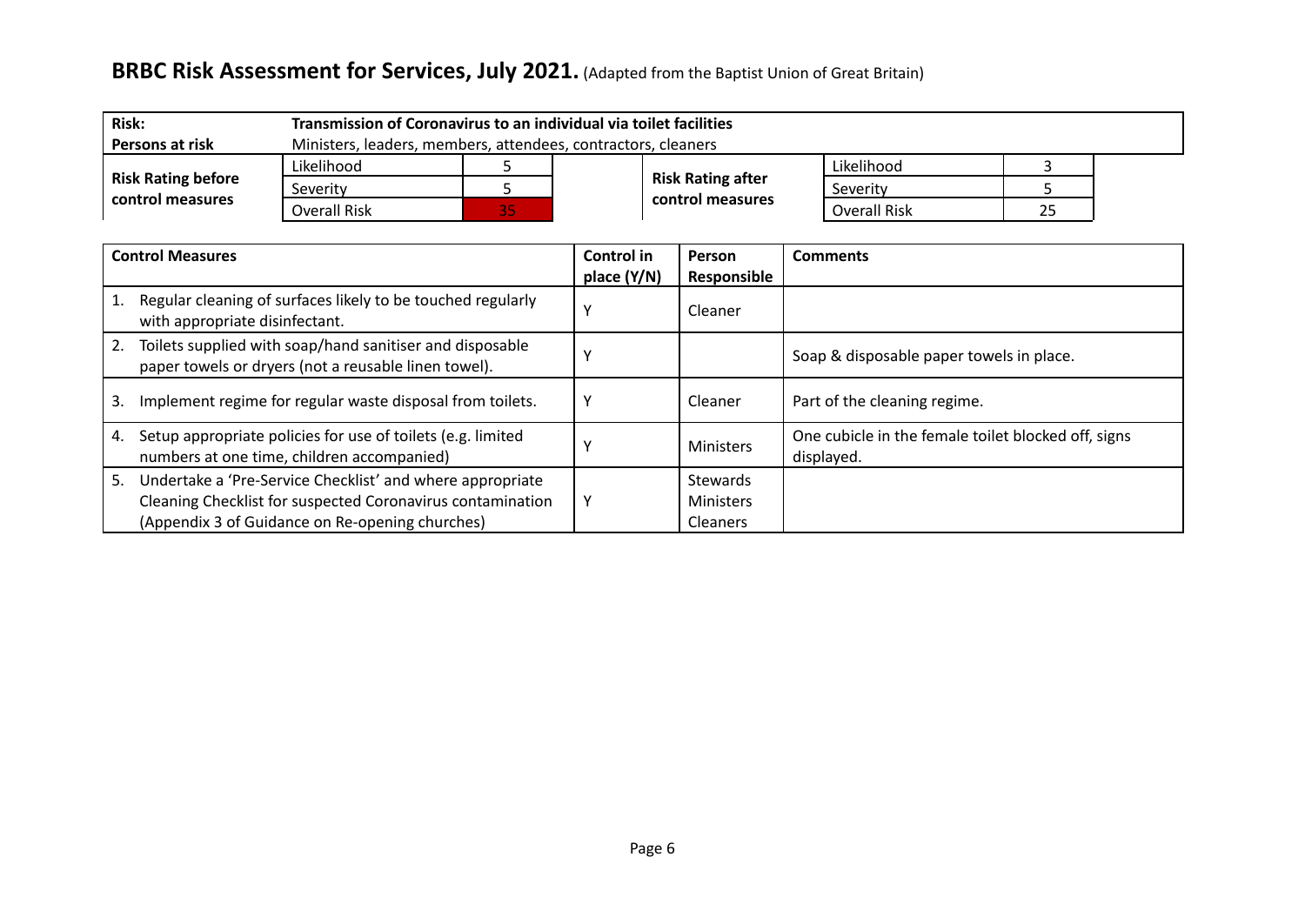## BRBC Risk Assessment for Services, July 2021. (Adapted from the Baptist Union of Great Britain)

| **Risk:** | **Transmission of Coronavirus to an individual via toilet facilities** | | | | |
|---|---|---|---|---|---|
| **Persons at risk** | Ministers, leaders, members, attendees, contractors, cleaners | | | | |
| **Risk Rating before control measures** | Likelihood | 5 | **Risk Rating after control measures** | Likelihood | 3 |
| | Severity | 5 | | Severity | 5 |
| | Overall Risk | 35 | | Overall Risk | 25 |

| **Control Measures** | **Control in place (Y/N)** | **Person Responsible** | **Comments** |
|---|---|---|---|
| 1. Regular cleaning of surfaces likely to be touched regularly with appropriate disinfectant. | Y | Cleaner | |
| 2. Toilets supplied with soap/hand sanitiser and disposable paper towels or dryers (not a reusable linen towel). | Y | | Soap & disposable paper towels in place. |
| 3. Implement regime for regular waste disposal from toilets. | Y | Cleaner | Part of the cleaning regime. |
| 4. Setup appropriate policies for use of toilets (e.g. limited numbers at one time, children accompanied) | Y | Ministers | One cubicle in the female toilet blocked off, signs displayed. |
| 5. Undertake a 'Pre-Service Checklist' and where appropriate Cleaning Checklist for suspected Coronavirus contamination (Appendix 3 of Guidance on Re-opening churches) | Y | Stewards Ministers Cleaners | |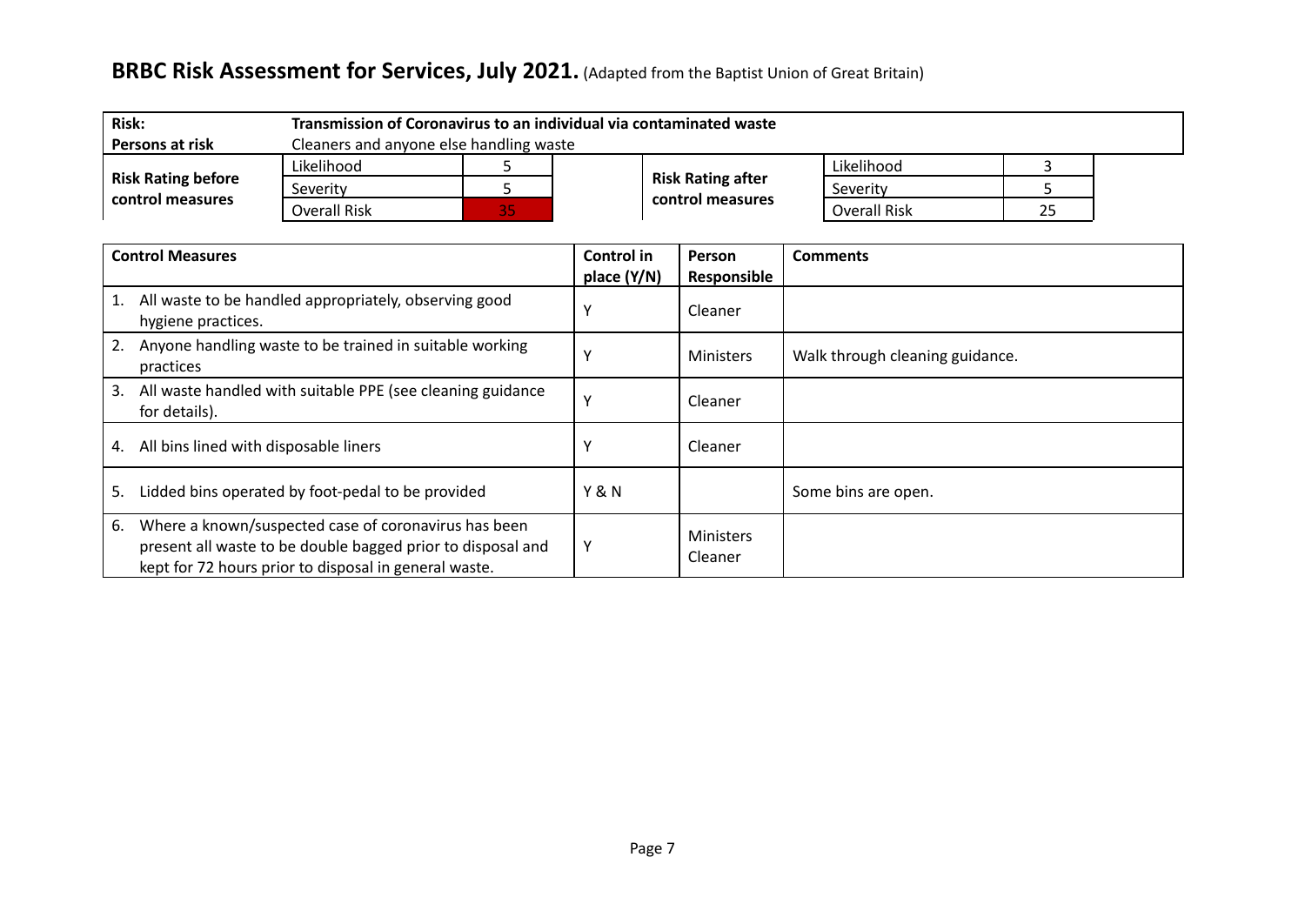# BRBC Risk Assessment for Services, July 2021. (Adapted from the Baptist Union of Great Britain)

| **Risk:** | **Transmission of Coronavirus to an individual via contaminated waste** | | | | |
|---|---|---|---|---|---|
| **Persons at risk** | Cleaners and anyone else handling waste | | | | |
| **Risk Rating before control measures** | Likelihood | 5 | **Risk Rating after control measures** | Likelihood | 3 |
| | Severity | 5 | | Severity | 5 |
| | Overall Risk | 35 | | Overall Risk | 25 |

| **Control Measures** | **Control in place (Y/N)** | **Person Responsible** | **Comments** |
|---|---|---|---|
| 1. All waste to be handled appropriately, observing good hygiene practices. | Y | Cleaner | |
| 2. Anyone handling waste to be trained in suitable working practices | Y | Ministers | Walk through cleaning guidance. |
| 3. All waste handled with suitable PPE (see cleaning guidance for details). | Y | Cleaner | |
| 4. All bins lined with disposable liners | Y | Cleaner | |
| 5. Lidded bins operated by foot-pedal to be provided | Y & N | | Some bins are open. |
| 6. Where a known/suspected case of coronavirus has been present all waste to be double bagged prior to disposal and kept for 72 hours prior to disposal in general waste. | Y | Ministers Cleaner | |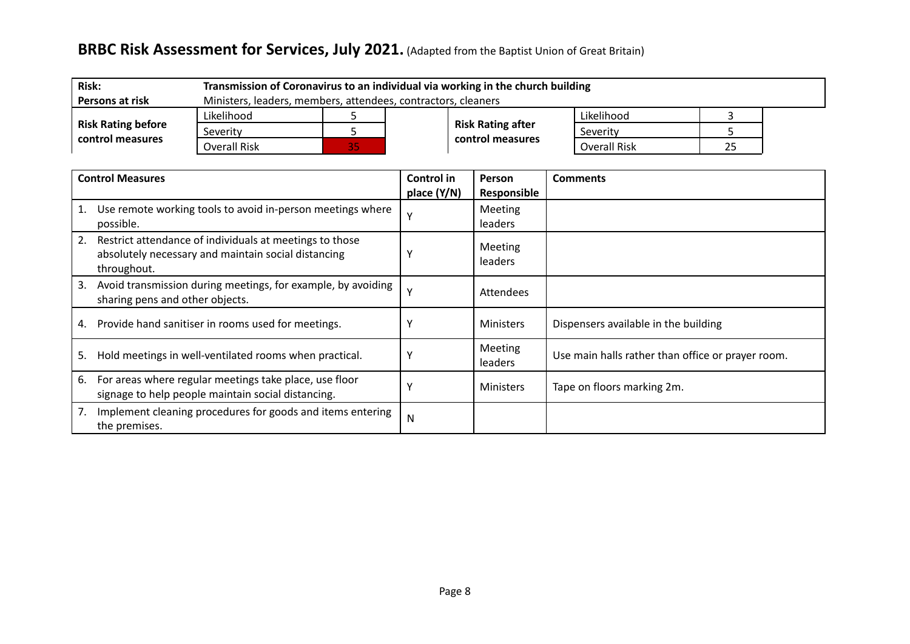## **BRBC Risk Assessment for Services, July 2021.** (Adapted from the Baptist Union of Great Britain)

| **Risk:** | **Transmission of Coronavirus to an individual via working in the church building** | | | | |
|---|---|---|---|---|---|
| **Persons at risk** | Ministers, leaders, members, attendees, contractors, cleaners | | | | |
| **Risk Rating before control measures** | Likelihood | 5 | **Risk Rating after control measures** | Likelihood | 3 |
| | Severity | 5 | | Severity | 5 |
| | Overall Risk | 35 | | Overall Risk | 25 |

| **Control Measures** | **Control in place (Y/N)** | **Person Responsible** | **Comments** |
|---|---|---|---|
| 1. Use remote working tools to avoid in-person meetings where possible. | Y | Meeting leaders | |
| 2. Restrict attendance of individuals at meetings to those absolutely necessary and maintain social distancing throughout. | Y | Meeting leaders | |
| 3. Avoid transmission during meetings, for example, by avoiding sharing pens and other objects. | Y | Attendees | |
| 4. Provide hand sanitiser in rooms used for meetings. | Y | Ministers | Dispensers available in the building |
| 5. Hold meetings in well-ventilated rooms when practical. | Y | Meeting leaders | Use main halls rather than office or prayer room. |
| 6. For areas where regular meetings take place, use floor signage to help people maintain social distancing. | Y | Ministers | Tape on floors marking 2m. |
| 7. Implement cleaning procedures for goods and items entering the premises. | N | | |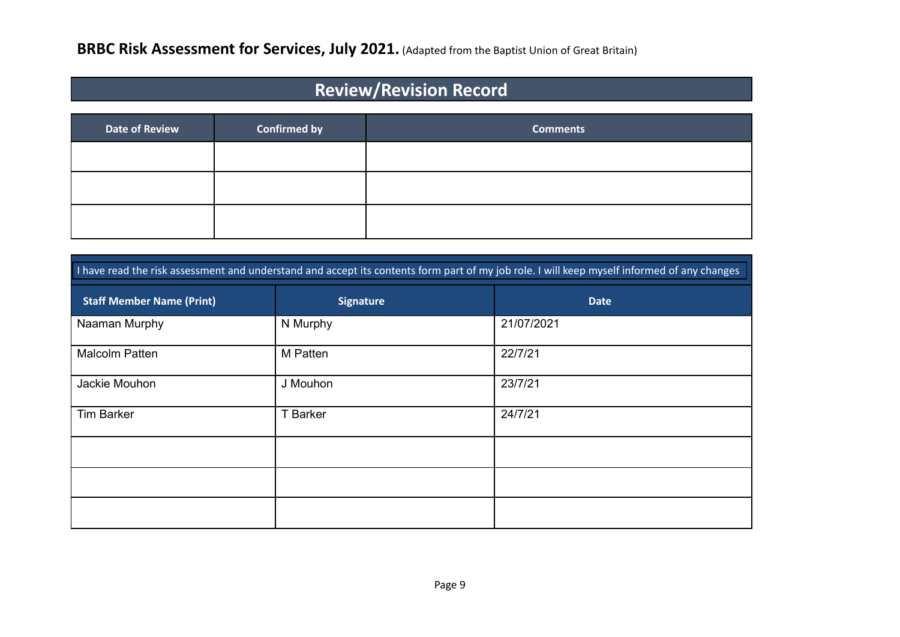**BRBC Risk Assessment for Services, July 2021.** (Adapted from the Baptist Union of Great Britain)

## Review/Revision Record

| Date of Review | Confirmed by | Comments |
|---|---|---|
| | | |
| | | |
| | | |

I have read the risk assessment and understand and accept its contents form part of my job role. I will keep myself informed of any changes

| Staff Member Name (Print) | Signature | Date |
|---|---|---|
| Naaman Murphy | N Murphy | 21/07/2021 |
| Malcolm Patten | M Patten | 22/7/21 |
| Jackie Mouhon | J Mouhon | 23/7/21 |
| Tim Barker | T Barker | 24/7/21 |
| | | |
| | | |
| | | |